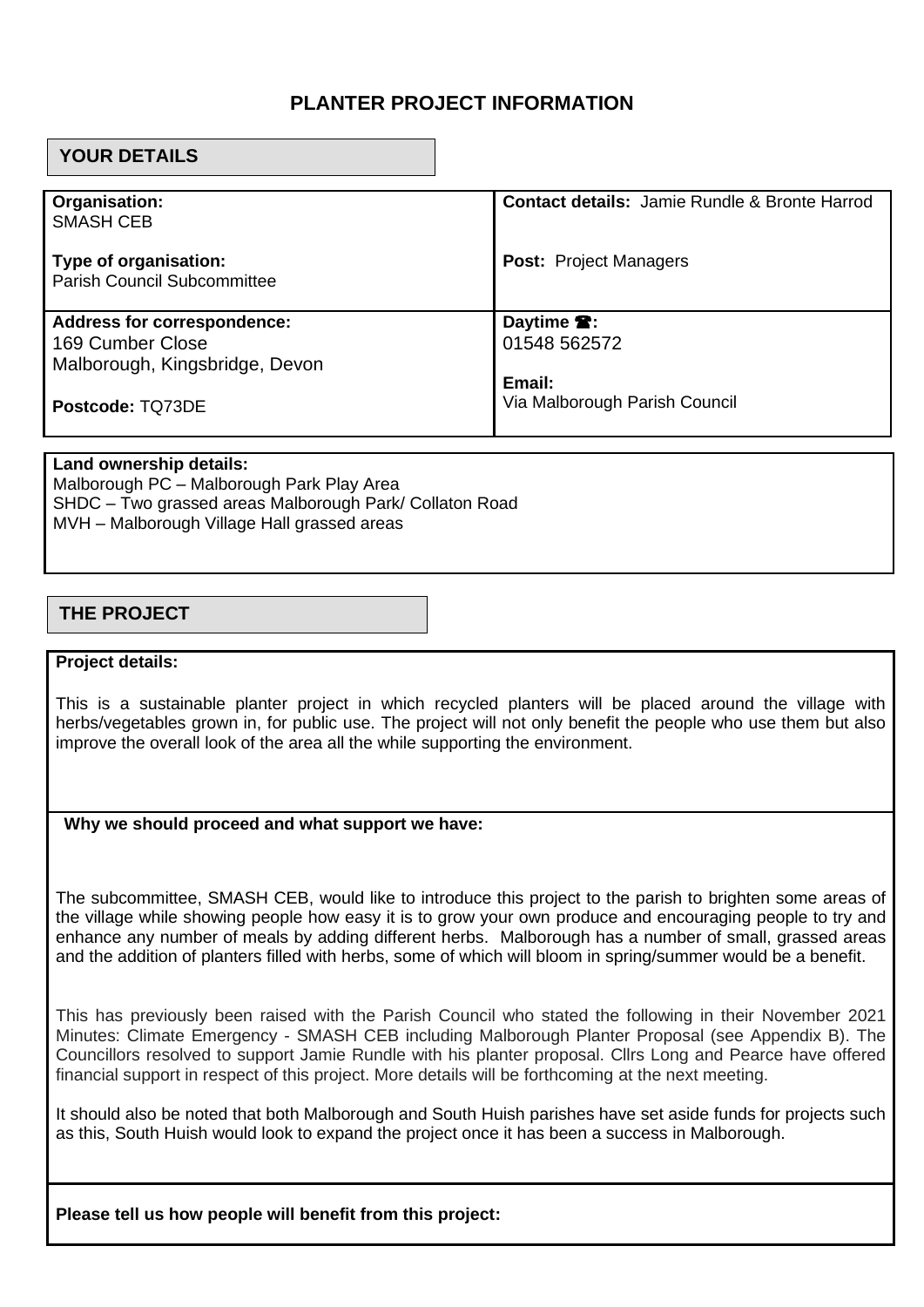# PLANTER PROJECT INFORMATION

## YOUR DETAILS

| | |
|---|---|
| **Organisation:** SMASH CEB<br><br>**Type of organisation:** Parish Council Subcommittee | **Contact details:** Jamie Rundle & Bronte Harrod<br><br>**Post:** Project Managers |
| **Address for correspondence:** 169 Cumber Close Malborough, Kingsbridge, Devon<br><br>**Postcode:** TQ73DE | **Daytime ☎:** 01548 562572<br><br>**Email:** Via Malborough Parish Council |

**Land ownership details:**
Malborough PC – Malborough Park Play Area
SHDC – Two grassed areas Malborough Park/ Collaton Road
MVH – Malborough Village Hall grassed areas

## THE PROJECT

**Project details:**

This is a sustainable planter project in which recycled planters will be placed around the village with herbs/vegetables grown in, for public use. The project will not only benefit the people who use them but also improve the overall look of the area all the while supporting the environment.

**Why we should proceed and what support we have:**

The subcommittee, SMASH CEB, would like to introduce this project to the parish to brighten some areas of the village while showing people how easy it is to grow your own produce and encouraging people to try and enhance any number of meals by adding different herbs. Malborough has a number of small, grassed areas and the addition of planters filled with herbs, some of which will bloom in spring/summer would be a benefit.

This has previously been raised with the Parish Council who stated the following in their November 2021 Minutes: Climate Emergency - SMASH CEB including Malborough Planter Proposal (see Appendix B). The Councillors resolved to support Jamie Rundle with his planter proposal. Cllrs Long and Pearce have offered financial support in respect of this project. More details will be forthcoming at the next meeting.

It should also be noted that both Malborough and South Huish parishes have set aside funds for projects such as this, South Huish would look to expand the project once it has been a success in Malborough.

**Please tell us how people will benefit from this project:**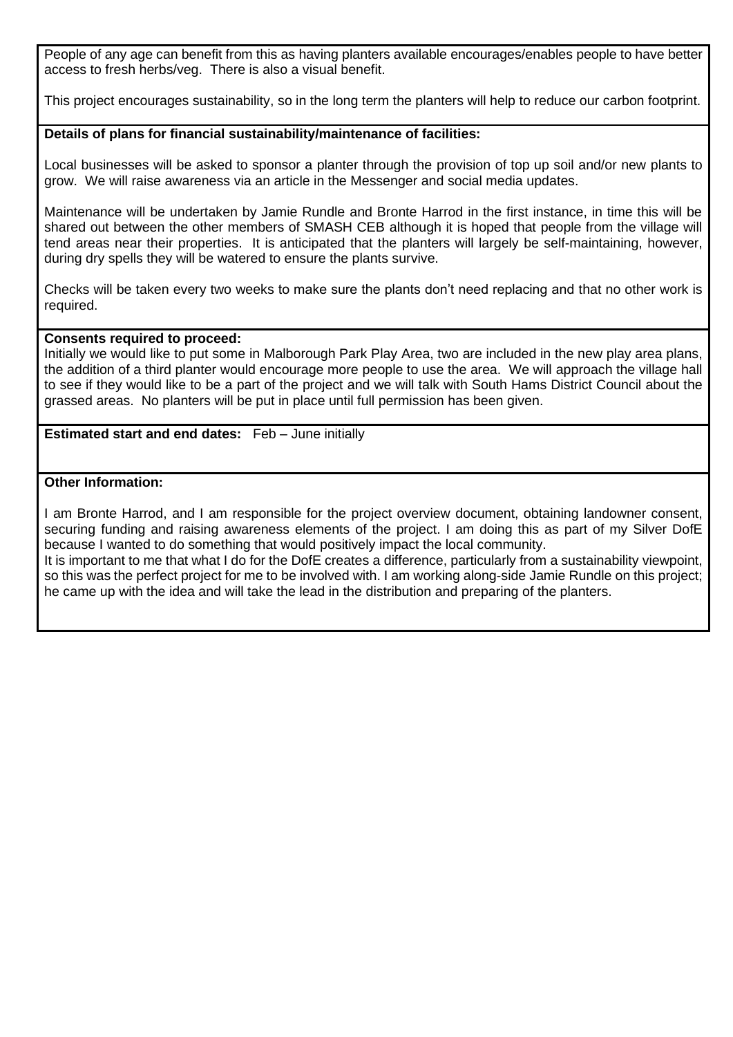People of any age can benefit from this as having planters available encourages/enables people to have better access to fresh herbs/veg. There is also a visual benefit.

This project encourages sustainability, so in the long term the planters will help to reduce our carbon footprint.

**Details of plans for financial sustainability/maintenance of facilities:**

Local businesses will be asked to sponsor a planter through the provision of top up soil and/or new plants to grow. We will raise awareness via an article in the Messenger and social media updates.

Maintenance will be undertaken by Jamie Rundle and Bronte Harrod in the first instance, in time this will be shared out between the other members of SMASH CEB although it is hoped that people from the village will tend areas near their properties. It is anticipated that the planters will largely be self-maintaining, however, during dry spells they will be watered to ensure the plants survive.

Checks will be taken every two weeks to make sure the plants don't need replacing and that no other work is required.

**Consents required to proceed:**
Initially we would like to put some in Malborough Park Play Area, two are included in the new play area plans, the addition of a third planter would encourage more people to use the area. We will approach the village hall to see if they would like to be a part of the project and we will talk with South Hams District Council about the grassed areas. No planters will be put in place until full permission has been given.

**Estimated start and end dates:** Feb – June initially

**Other Information:**

I am Bronte Harrod, and I am responsible for the project overview document, obtaining landowner consent, securing funding and raising awareness elements of the project. I am doing this as part of my Silver DofE because I wanted to do something that would positively impact the local community.
It is important to me that what I do for the DofE creates a difference, particularly from a sustainability viewpoint, so this was the perfect project for me to be involved with. I am working along-side Jamie Rundle on this project; he came up with the idea and will take the lead in the distribution and preparing of the planters.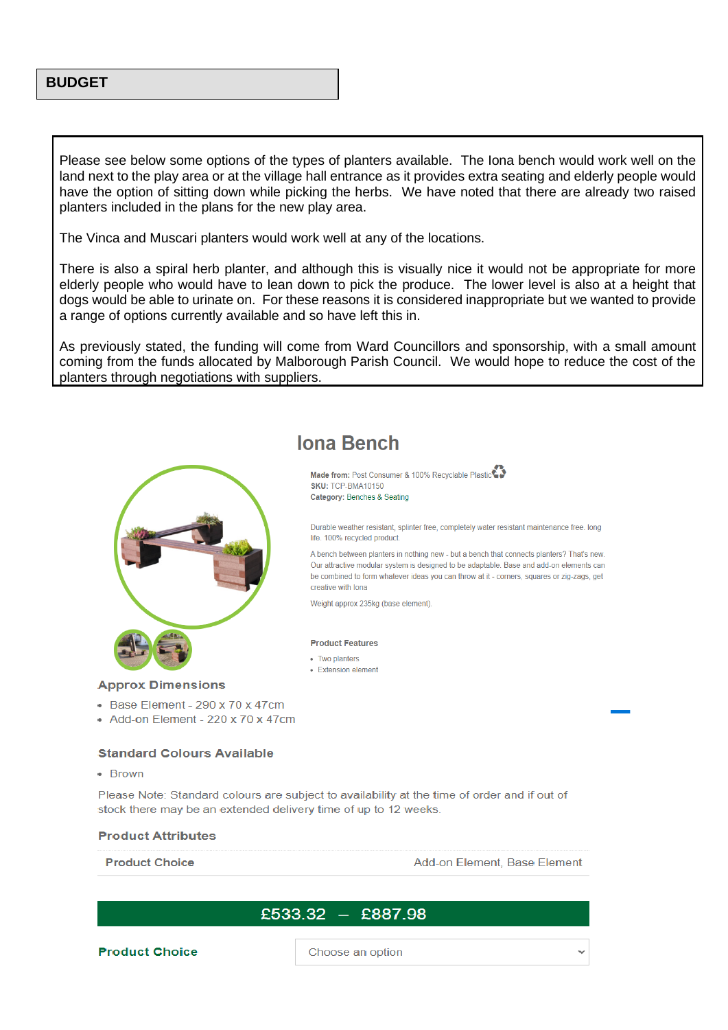## BUDGET

Please see below some options of the types of planters available. The Iona bench would work well on the land next to the play area or at the village hall entrance as it provides extra seating and elderly people would have the option of sitting down while picking the herbs. We have noted that there are already two raised planters included in the plans for the new play area.

The Vinca and Muscari planters would work well at any of the locations.

There is also a spiral herb planter, and although this is visually nice it would not be appropriate for more elderly people who would have to lean down to pick the produce. The lower level is also at a height that dogs would be able to urinate on. For these reasons it is considered inappropriate but we wanted to provide a range of options currently available and so have left this in.

As previously stated, the funding will come from Ward Councillors and sponsorship, with a small amount coming from the funds allocated by Malborough Parish Council. We would hope to reduce the cost of the planters through negotiations with suppliers.

# Iona Bench

**Made from:** Post Consumer & 100% Recyclable Plastic
**SKU:** TCP-BMA10150
**Category:** Benches & Seating

Durable weather resistant, splinter free, completely water resistant maintenance free. long life. 100% recycled product.

A bench between planters in nothing new - but a bench that connects planters? That's new. Our attractive modular system is designed to be adaptable. Base and add-on elements can be combined to form whatever ideas you can throw at it - corners, squares or zig-zags, get creative with Iona

Weight approx 235kg (base element).

**Product Features**

- Two planters
- Extension element

### Approx Dimensions

- Base Element - 290 x 70 x 47cm
- Add-on Element - 220 x 70 x 47cm

### Standard Colours Available

- Brown

Please Note: Standard colours are subject to availability at the time of order and if out of stock there may be an extended delivery time of up to 12 weeks.

### Product Attributes

| Product Choice | Add-on Element, Base Element |
| --- | --- |

**£533.32 – £887.98**

**Product Choice** Choose an option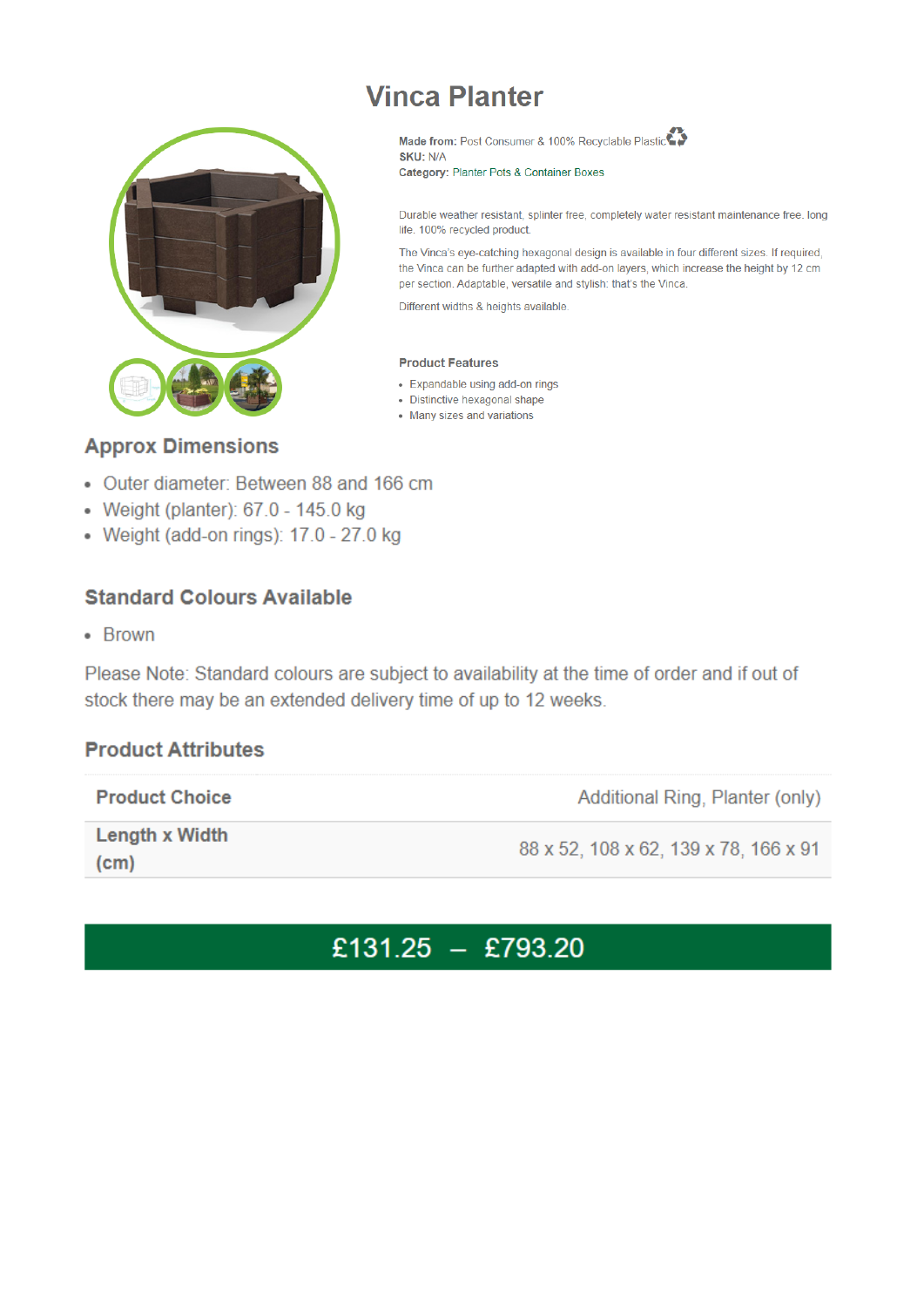# Vinca Planter

**Made from:** Post Consumer & 100% Recyclable Plastic
**SKU:** N/A
**Category:** Planter Pots & Container Boxes

Durable weather resistant, splinter free, completely water resistant maintenance free. long life. 100% recycled product.

The Vinca's eye-catching hexagonal design is available in four different sizes. If required, the Vinca can be further adapted with add-on layers, which increase the height by 12 cm per section. Adaptable, versatile and stylish: that's the Vinca.

Different widths & heights available.

**Product Features**

- Expandable using add-on rings
- Distinctive hexagonal shape
- Many sizes and variations

## Approx Dimensions

- Outer diameter: Between 88 and 166 cm
- Weight (planter): 67.0 - 145.0 kg
- Weight (add-on rings): 17.0 - 27.0 kg

## Standard Colours Available

- Brown

Please Note: Standard colours are subject to availability at the time of order and if out of stock there may be an extended delivery time of up to 12 weeks.

## Product Attributes

| | |
|---|---|
| **Product Choice** | Additional Ring, Planter (only) |
| **Length x Width (cm)** | 88 x 52, 108 x 62, 139 x 78, 166 x 91 |

£131.25 – £793.20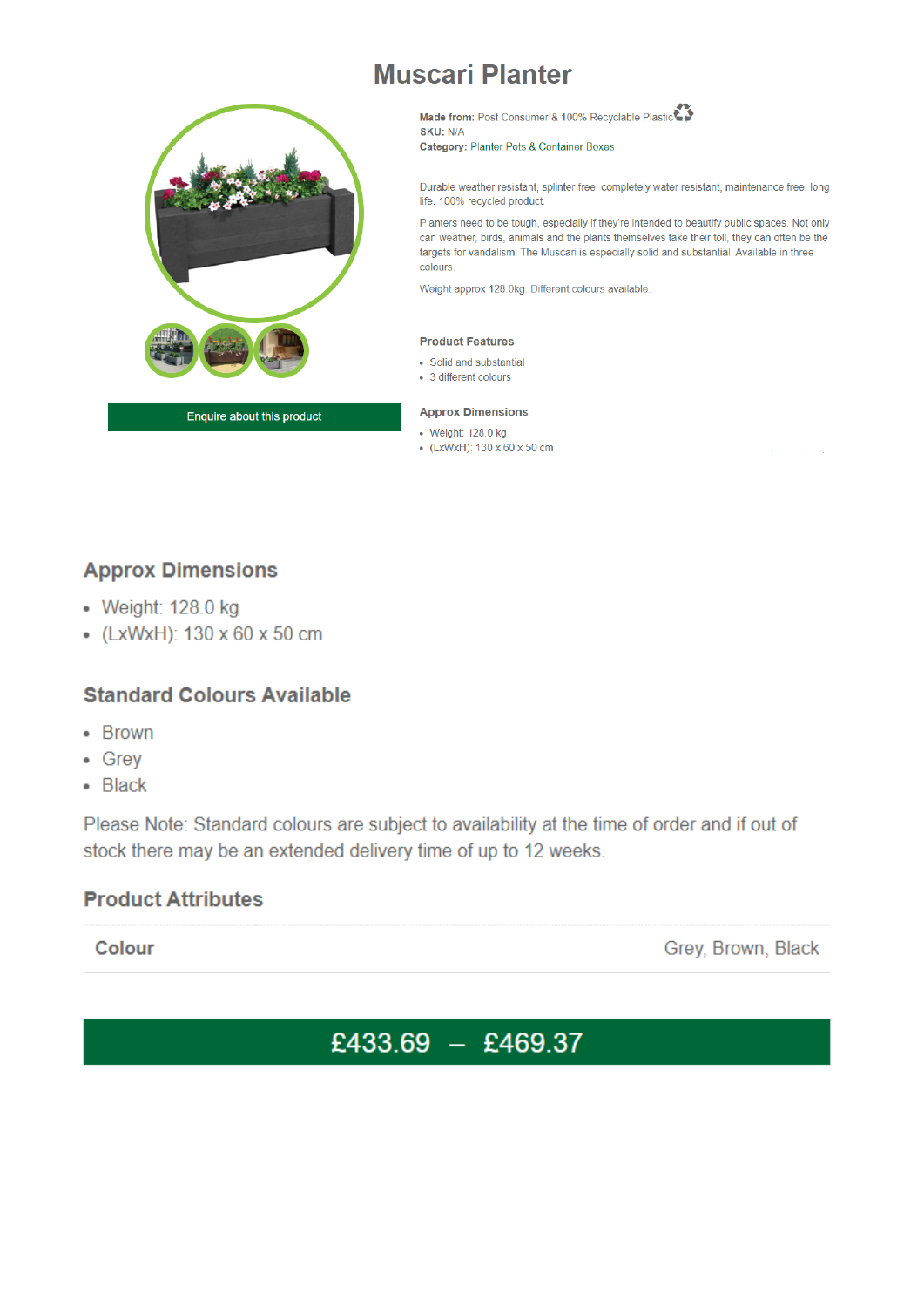# Muscari Planter

**Made from:** Post Consumer & 100% Recyclable Plastic
**SKU:** N/A
**Category:** Planter Pots & Container Boxes

Durable weather resistant, splinter free, completely water resistant, maintenance free. long life. 100% recycled product.

Planters need to be tough, especially if they're intended to beautify public spaces. Not only can weather, birds, animals and the plants themselves take their toll, they can often be the targets for vandalism. The Muscari is especially solid and substantial. Available in three colours.

Weight approx 128.0kg. Different colours available.

Enquire about this product

**Product Features**

- Solid and substantial
- 3 different colours

**Approx Dimensions**

- Weight: 128.0 kg
- (LxWxH): 130 x 60 x 50 cm

## Approx Dimensions

- Weight: 128.0 kg
- (LxWxH): 130 x 60 x 50 cm

## Standard Colours Available

- Brown
- Grey
- Black

Please Note: Standard colours are subject to availability at the time of order and if out of stock there may be an extended delivery time of up to 12 weeks.

## Product Attributes

| Colour | Grey, Brown, Black |
|---|---|

£433.69 – £469.37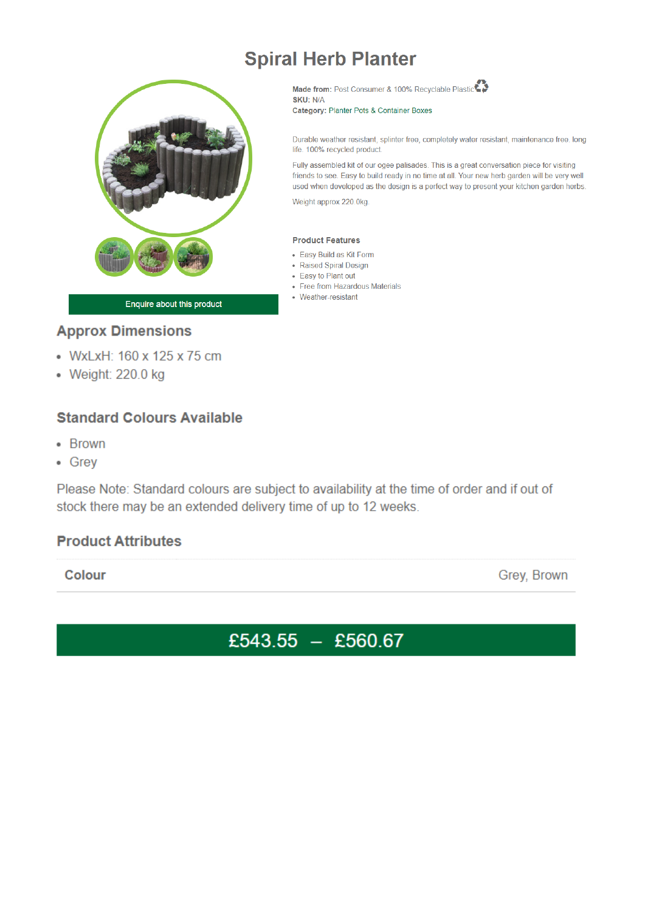# Spiral Herb Planter

**Made from:** Post Consumer & 100% Recyclable Plastic
**SKU:** N/A
**Category:** Planter Pots & Container Boxes

Durable weather resistant, splinter free, completely water resistant, maintenance free. long life. 100% recycled product.

Fully assembled kit of our ogee palisades. This is a great conversation piece for visiting friends to see. Easy to build ready in no time at all. Your new herb garden will be very well used when developed as the design is a perfect way to present your kitchen garden herbs.

Weight approx 220.0kg.

### Product Features

- Easy Build as Kit Form
- Raised Spiral Design
- Easy to Plant out
- Free from Hazardous Materials
- Weather-resistant

Enquire about this product

## Approx Dimensions

- WxLxH: 160 x 125 x 75 cm
- Weight: 220.0 kg

## Standard Colours Available

- Brown
- Grey

Please Note: Standard colours are subject to availability at the time of order and if out of stock there may be an extended delivery time of up to 12 weeks.

## Product Attributes

| | |
|---|---|
| **Colour** | Grey, Brown |

£543.55 – £560.67